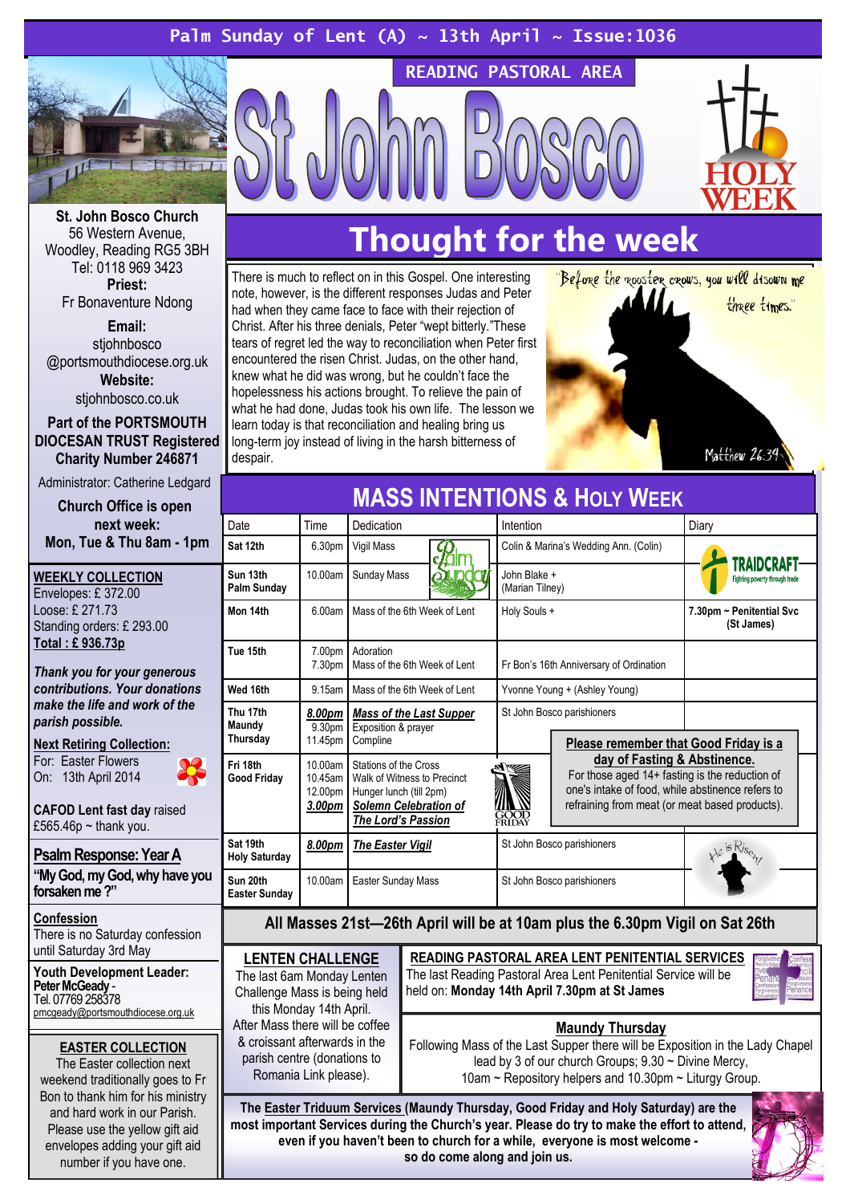Palm Sunday of Lent (A) ~ 13th April ~ Issue:1036

READING PASTORAL AREA

# St John Bosco

HOLY WEEK

**St. John Bosco Church**
56 Western Avenue,
Woodley, Reading RG5 3BH
Tel: 0118 969 3423
**Priest:**
Fr Bonaventure Ndong

**Email:**
stjohnbosco
@portsmouthdiocese.org.uk
**Website:**
stjohnbosco.co.uk

**Part of the PORTSMOUTH DIOCESAN TRUST Registered Charity Number 246871**

Administrator: Catherine Ledgard

**Church Office is open next week:**
**Mon, Tue & Thu 8am - 1pm**

**WEEKLY COLLECTION**
Envelopes: £ 372.00
Loose: £ 271.73
Standing orders: £ 293.00
**Total : £ 936.73p**

***Thank you for your generous contributions. Your donations make the life and work of the parish possible.***

**Next Retiring Collection:**
For: Easter Flowers
On: 13th April 2014

**CAFOD Lent fast day** raised £565.46p ~ thank you.

**Psalm Response: Year A**
**"My God, my God, why have you forsaken me ?"**

**Confession**
There is no Saturday confession until Saturday 3rd May

**Youth Development Leader:**
**Peter McGeady** -
Tel. 07769 258378
pmcgeady@portsmouthdiocese.org.uk

**EASTER COLLECTION**
The Easter collection next weekend traditionally goes to Fr Bon to thank him for his ministry and hard work in our Parish. Please use the yellow gift aid envelopes adding your gift aid number if you have one.

## Thought for the week

There is much to reflect on in this Gospel. One interesting note, however, is the different responses Judas and Peter had when they came face to face with their rejection of Christ. After his three denials, Peter "wept bitterly."These tears of regret led the way to reconciliation when Peter first encountered the risen Christ. Judas, on the other hand, knew what he did was wrong, but he couldn't face the hopelessness his actions brought. To relieve the pain of what he had done, Judas took his own life. The lesson we learn today is that reconciliation and healing bring us long-term joy instead of living in the harsh bitterness of despair.

"Before the rooster crows, you will disown me three times." Matthew 26:34

## MASS INTENTIONS & HOLY WEEK

| Date | Time | Dedication | Intention | Diary |
|---|---|---|---|---|
| **Sat 12th** | 6.30pm | Vigil Mass | Colin & Marina's Wedding Ann. (Colin) | TRAIDCRAFT Fighting poverty through trade |
| **Sun 13th Palm Sunday** | 10.00am | Sunday Mass | John Blake + (Marian Tilney) | |
| **Mon 14th** | 6.00am | Mass of the 6th Week of Lent | Holy Souls + | **7.30pm ~ Penitential Svc (St James)** |
| **Tue 15th** | 7.00pm<br>7.30pm | Adoration<br>Mass of the 6th Week of Lent | Fr Bon's 16th Anniversary of Ordination | |
| **Wed 16th** | 9.15am | Mass of the 6th Week of Lent | Yvonne Young + (Ashley Young) | |
| **Thu 17th Maundy Thursday** | ***8.00pm***<br>9.30pm<br>11.45pm | ***Mass of the Last Supper***<br>Exposition & prayer<br>Compline | St John Bosco parishioners | |
| **Fri 18th Good Friday** | 10.00am<br>10.45am<br>12.00pm<br>***3.00pm*** | Stations of the Cross<br>Walk of Witness to Precinct<br>Hunger lunch (till 2pm)<br>***Solemn Celebration of The Lord's Passion*** | | |
| **Sat 19th Holy Saturday** | ***8.00pm*** | ***The Easter Vigil*** | St John Bosco parishioners | He is Risen! |
| **Sun 20th Easter Sunday** | 10.00am | Easter Sunday Mass | St John Bosco parishioners | |

**Please remember that Good Friday is a day of Fasting & Abstinence.**
For those aged 14+ fasting is the reduction of one's intake of food, while abstinence refers to refraining from meat (or meat based products).

**All Masses 21st—26th April will be at 10am plus the 6.30pm Vigil on Sat 26th**

**LENTEN CHALLENGE**
The last 6am Monday Lenten Challenge Mass is being held this Monday 14th April. After Mass there will be coffee & croissant afterwards in the parish centre (donations to Romania Link please).

**READING PASTORAL AREA LENT PENITENTIAL SERVICES**
The last Reading Pastoral Area Lent Penitential Service will be held on: **Monday 14th April 7.30pm at St James**

**Maundy Thursday**
Following Mass of the Last Supper there will be Exposition in the Lady Chapel lead by 3 of our church Groups; 9.30 ~ Divine Mercy, 10am ~ Repository helpers and 10.30pm ~ Liturgy Group.

**The Easter Triduum Services (Maundy Thursday, Good Friday and Holy Saturday) are the most important Services during the Church's year. Please do try to make the effort to attend, even if you haven't been to church for a while, everyone is most welcome - so do come along and join us.**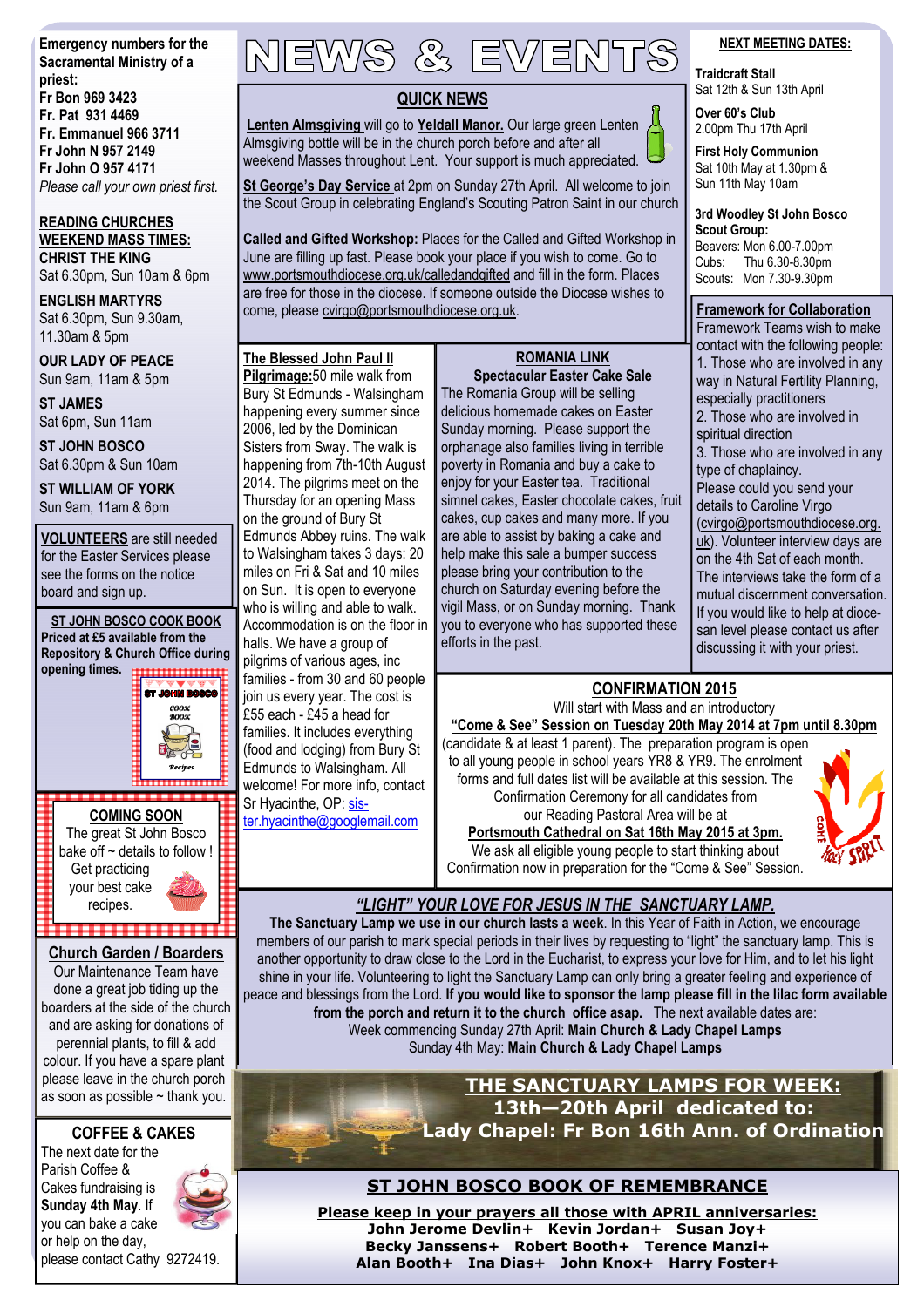**Emergency numbers for the Sacramental Ministry of a priest:**
**Fr Bon 969 3423**
**Fr. Pat 931 4469**
**Fr. Emmanuel 966 3711**
**Fr John N 957 2149**
**Fr John O 957 4171**
*Please call your own priest first.*

**READING CHURCHES WEEKEND MASS TIMES:**

**CHRIST THE KING**
Sat 6.30pm, Sun 10am & 6pm

**ENGLISH MARTYRS**
Sat 6.30pm, Sun 9.30am, 11.30am & 5pm

**OUR LADY OF PEACE**
Sun 9am, 11am & 5pm

**ST JAMES**
Sat 6pm, Sun 11am

**ST JOHN BOSCO**
Sat 6.30pm & Sun 10am

**ST WILLIAM OF YORK**
Sun 9am, 11am & 6pm

**VOLUNTEERS** are still needed for the Easter Services please see the forms on the notice board and sign up.

**ST JOHN BOSCO COOK BOOK**
**Priced at £5 available from the Repository & Church Office during opening times.**

**COMING SOON**
The great St John Bosco bake off ~ details to follow ! Get practicing your best cake recipes.

**Church Garden / Boarders**
Our Maintenance Team have done a great job tiding up the boarders at the side of the church and are asking for donations of perennial plants, to fill & add colour. If you have a spare plant please leave in the church porch as soon as possible ~ thank you.

**COFFEE & CAKES**
The next date for the Parish Coffee & Cakes fundraising is **Sunday 4th May**. If you can bake a cake or help on the day, please contact Cathy 9272419.

# NEWS & EVENTS

## QUICK NEWS

**Lenten Almsgiving** will go to **Yeldall Manor.** Our large green Lenten Almsgiving bottle will be in the church porch before and after all weekend Masses throughout Lent. Your support is much appreciated.

**St George's Day Service** at 2pm on Sunday 27th April. All welcome to join the Scout Group in celebrating England's Scouting Patron Saint in our church

**Called and Gifted Workshop:** Places for the Called and Gifted Workshop in June are filling up fast. Please book your place if you wish to come. Go to www.portsmouthdiocese.org.uk/calledandgifted and fill in the form. Places are free for those in the diocese. If someone outside the Diocese wishes to come, please cvirgo@portsmouthdiocese.org.uk.

**The Blessed John Paul II Pilgrimage:** 50 mile walk from Bury St Edmunds - Walsingham happening every summer since 2006, led by the Dominican Sisters from Sway. The walk is happening from 7th-10th August 2014. The pilgrims meet on the Thursday for an opening Mass on the ground of Bury St Edmunds Abbey ruins. The walk to Walsingham takes 3 days: 20 miles on Fri & Sat and 10 miles on Sun. It is open to everyone who is willing and able to walk. Accommodation is on the floor in halls. We have a group of pilgrims of various ages, inc families - from 30 and 60 people join us every year. The cost is £55 each - £45 a head for families. It includes everything (food and lodging) from Bury St Edmunds to Walsingham. All welcome! For more info, contact Sr Hyacinthe, OP: sister.hyacinthe@googlemail.com

**ROMANIA LINK**
**Spectacular Easter Cake Sale**
The Romania Group will be selling delicious homemade cakes on Easter Sunday morning. Please support the orphanage also families living in terrible poverty in Romania and buy a cake to enjoy for your Easter tea. Traditional simnel cakes, Easter chocolate cakes, fruit cakes, cup cakes and many more. If you are able to assist by baking a cake and help make this sale a bumper success please bring your contribution to the church on Saturday evening before the vigil Mass, or on Sunday morning. Thank you to everyone who has supported these efforts in the past.

**CONFIRMATION 2015**
Will start with Mass and an introductory **"Come & See" Session on Tuesday 20th May 2014 at 7pm until 8.30pm** (candidate & at least 1 parent). The preparation program is open to all young people in school years YR8 & YR9. The enrolment forms and full dates list will be available at this session. The Confirmation Ceremony for all candidates from our Reading Pastoral Area will be at **Portsmouth Cathedral on Sat 16th May 2015 at 3pm.** We ask all eligible young people to start thinking about Confirmation now in preparation for the "Come & See" Session.

***"LIGHT" YOUR LOVE FOR JESUS IN THE SANCTUARY LAMP.***
**The Sanctuary Lamp we use in our church lasts a week**. In this Year of Faith in Action, we encourage members of our parish to mark special periods in their lives by requesting to "light" the sanctuary lamp. This is another opportunity to draw close to the Lord in the Eucharist, to express your love for Him, and to let his light shine in your life. Volunteering to light the Sanctuary Lamp can only bring a greater feeling and experience of peace and blessings from the Lord. **If you would like to sponsor the lamp please fill in the lilac form available from the porch and return it to the church office asap.** The next available dates are:
Week commencing Sunday 27th April: **Main Church & Lady Chapel Lamps**
Sunday 4th May: **Main Church & Lady Chapel Lamps**

**THE SANCTUARY LAMPS FOR WEEK:**
**13th—20th April dedicated to:**
**Lady Chapel: Fr Bon 16th Ann. of Ordination**

**ST JOHN BOSCO BOOK OF REMEMBRANCE**
**Please keep in your prayers all those with APRIL anniversaries:**
**John Jerome Devlin+ Kevin Jordan+ Susan Joy+**
**Becky Janssens+ Robert Booth+ Terence Manzi+**
**Alan Booth+ Ina Dias+ John Knox+ Harry Foster+**

**NEXT MEETING DATES:**

**Traidcraft Stall**
Sat 12th & Sun 13th April

**Over 60's Club**
2.00pm Thu 17th April

**First Holy Communion**
Sat 10th May at 1.30pm & Sun 11th May 10am

**3rd Woodley St John Bosco Scout Group:**
Beavers: Mon 6.00-7.00pm
Cubs: Thu 6.30-8.30pm
Scouts: Mon 7.30-9.30pm

**Framework for Collaboration**
Framework Teams wish to make contact with the following people:
1. Those who are involved in any way in Natural Fertility Planning, especially practitioners
2. Those who are involved in spiritual direction
3. Those who are involved in any type of chaplaincy.

Please could you send your details to Caroline Virgo (cvirgo@portsmouthdiocese.org.uk). Volunteer interview days are on the 4th Sat of each month. The interviews take the form of a mutual discernment conversation. If you would like to help at diocesan level please contact us after discussing it with your priest.